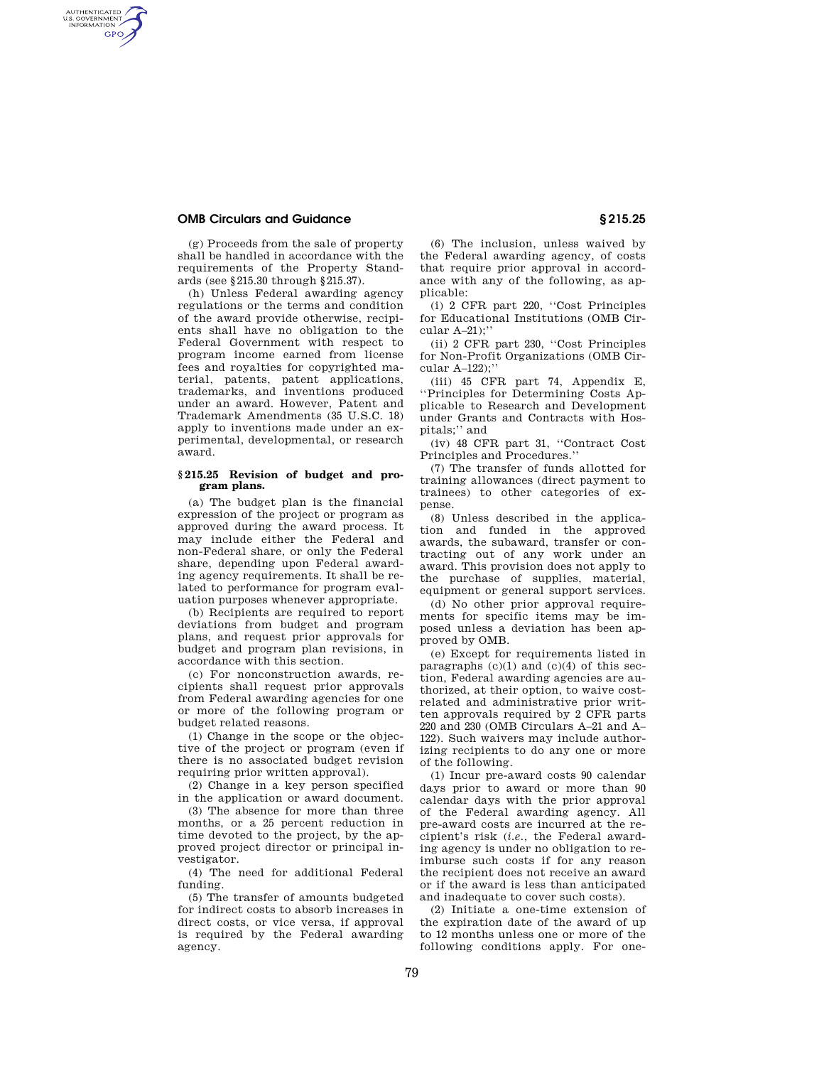(g) Proceeds from the sale of property shall be handled in accordance with the requirements of the Property Standards (see §215.30 through §215.37).

(h) Unless Federal awarding agency regulations or the terms and condition of the award provide otherwise, recipients shall have no obligation to the Federal Government with respect to program income earned from license fees and royalties for copyrighted material, patents, patent applications, trademarks, and inventions produced under an award. However, Patent and Trademark Amendments (35 U.S.C. 18) apply to inventions made under an experimental, developmental, or research award.

### §215.25 Revision of budget and program plans.

(a) The budget plan is the financial expression of the project or program as approved during the award process. It may include either the Federal and non-Federal share, or only the Federal share, depending upon Federal awarding agency requirements. It shall be related to performance for program evaluation purposes whenever appropriate.

(b) Recipients are required to report deviations from budget and program plans, and request prior approvals for budget and program plan revisions, in accordance with this section.

(c) For nonconstruction awards, recipients shall request prior approvals from Federal awarding agencies for one or more of the following program or budget related reasons.

(1) Change in the scope or the objective of the project or program (even if there is no associated budget revision requiring prior written approval).

(2) Change in a key person specified in the application or award document.

(3) The absence for more than three months, or a 25 percent reduction in time devoted to the project, by the approved project director or principal investigator.

(4) The need for additional Federal funding.

(5) The transfer of amounts budgeted for indirect costs to absorb increases in direct costs, or vice versa, if approval is required by the Federal awarding agency.

(6) The inclusion, unless waived by the Federal awarding agency, of costs that require prior approval in accordance with any of the following, as applicable:

(i) 2 CFR part 220, ''Cost Principles for Educational Institutions (OMB Circular A–21);''

(ii) 2 CFR part 230, ''Cost Principles for Non-Profit Organizations (OMB Circular A–122);''

(iii) 45 CFR part 74, Appendix E, ''Principles for Determining Costs Applicable to Research and Development under Grants and Contracts with Hospitals;'' and

(iv) 48 CFR part 31, ''Contract Cost Principles and Procedures.''

(7) The transfer of funds allotted for training allowances (direct payment to trainees) to other categories of expense.

(8) Unless described in the application and funded in the approved awards, the subaward, transfer or contracting out of any work under an award. This provision does not apply to the purchase of supplies, material, equipment or general support services.

(d) No other prior approval requirements for specific items may be imposed unless a deviation has been approved by OMB.

(e) Except for requirements listed in paragraphs (c)(1) and (c)(4) of this section, Federal awarding agencies are authorized, at their option, to waive cost-related and administrative prior written approvals required by 2 CFR parts 220 and 230 (OMB Circulars A–21 and A–122). Such waivers may include authorizing recipients to do any one or more of the following.

(1) Incur pre-award costs 90 calendar days prior to award or more than 90 calendar days with the prior approval of the Federal awarding agency. All pre-award costs are incurred at the recipient's risk (*i.e.*, the Federal awarding agency is under no obligation to reimburse such costs if for any reason the recipient does not receive an award or if the award is less than anticipated and inadequate to cover such costs).

(2) Initiate a one-time extension of the expiration date of the award of up to 12 months unless one or more of the following conditions apply. For one-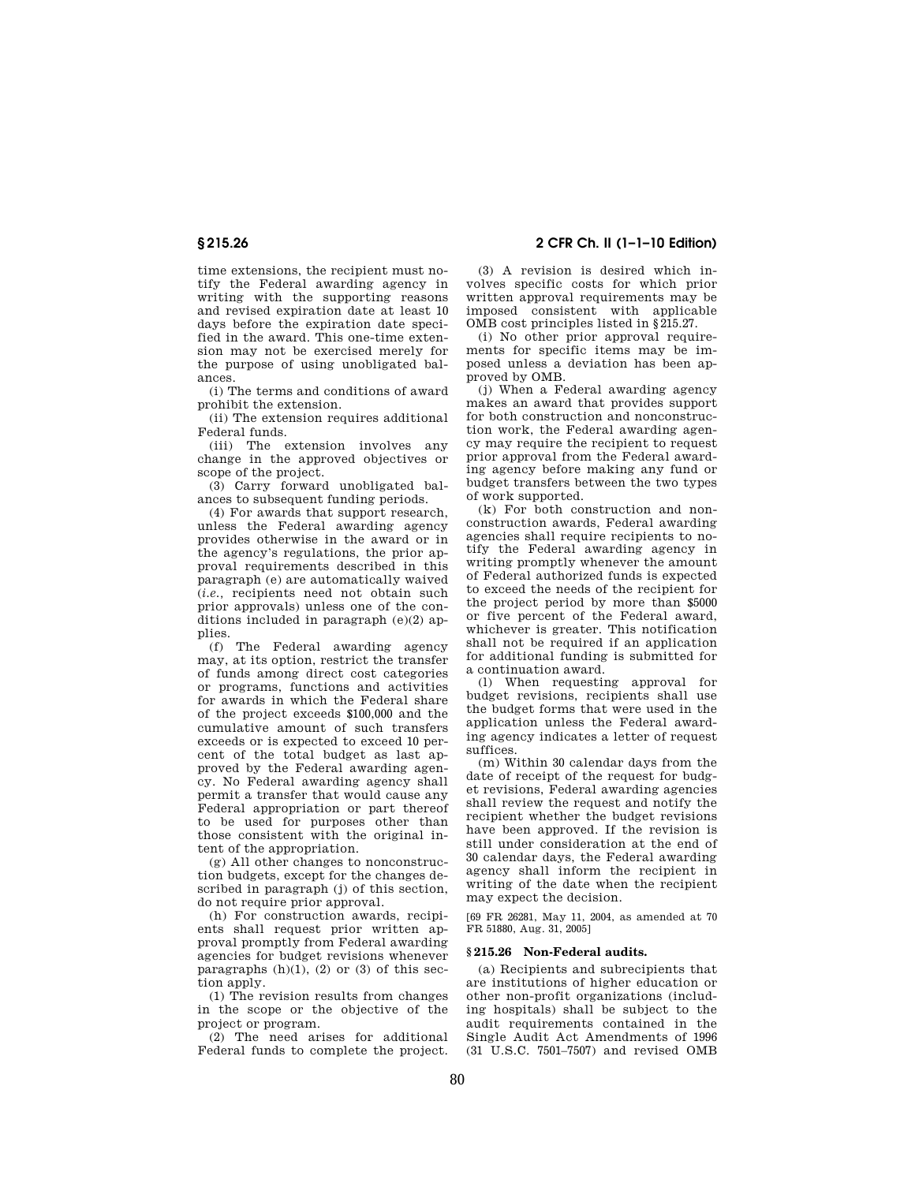time extensions, the recipient must notify the Federal awarding agency in writing with the supporting reasons and revised expiration date at least 10 days before the expiration date specified in the award. This one-time extension may not be exercised merely for the purpose of using unobligated balances.

(i) The terms and conditions of award prohibit the extension.

(ii) The extension requires additional Federal funds.

(iii) The extension involves any change in the approved objectives or scope of the project.

(3) Carry forward unobligated balances to subsequent funding periods.

(4) For awards that support research, unless the Federal awarding agency provides otherwise in the award or in the agency's regulations, the prior approval requirements described in this paragraph (e) are automatically waived (*i.e.*, recipients need not obtain such prior approvals) unless one of the conditions included in paragraph (e)(2) applies.

(f) The Federal awarding agency may, at its option, restrict the transfer of funds among direct cost categories or programs, functions and activities for awards in which the Federal share of the project exceeds $100,000 and the cumulative amount of such transfers exceeds or is expected to exceed 10 percent of the total budget as last approved by the Federal awarding agency. No Federal awarding agency shall permit a transfer that would cause any Federal appropriation or part thereof to be used for purposes other than those consistent with the original intent of the appropriation.

(g) All other changes to nonconstruction budgets, except for the changes described in paragraph (j) of this section, do not require prior approval.

(h) For construction awards, recipients shall request prior written approval promptly from Federal awarding agencies for budget revisions whenever paragraphs (h)(1), (2) or (3) of this section apply.

(1) The revision results from changes in the scope or the objective of the project or program.

(2) The need arises for additional Federal funds to complete the project.

(3) A revision is desired which involves specific costs for which prior written approval requirements may be imposed consistent with applicable OMB cost principles listed in §215.27.

(i) No other prior approval requirements for specific items may be imposed unless a deviation has been approved by OMB.

(j) When a Federal awarding agency makes an award that provides support for both construction and nonconstruction work, the Federal awarding agency may require the recipient to request prior approval from the Federal awarding agency before making any fund or budget transfers between the two types of work supported.

(k) For both construction and nonconstruction awards, Federal awarding agencies shall require recipients to notify the Federal awarding agency in writing promptly whenever the amount of Federal authorized funds is expected to exceed the needs of the recipient for the project period by more than $5000 or five percent of the Federal award, whichever is greater. This notification shall not be required if an application for additional funding is submitted for a continuation award.

(l) When requesting approval for budget revisions, recipients shall use the budget forms that were used in the application unless the Federal awarding agency indicates a letter of request suffices.

(m) Within 30 calendar days from the date of receipt of the request for budget revisions, Federal awarding agencies shall review the request and notify the recipient whether the budget revisions have been approved. If the revision is still under consideration at the end of 30 calendar days, the Federal awarding agency shall inform the recipient in writing of the date when the recipient may expect the decision.

[69 FR 26281, May 11, 2004, as amended at 70 FR 51880, Aug. 31, 2005]

### § 215.26 Non-Federal audits.

(a) Recipients and subrecipients that are institutions of higher education or other non-profit organizations (including hospitals) shall be subject to the audit requirements contained in the Single Audit Act Amendments of 1996 (31 U.S.C. 7501–7507) and revised OMB